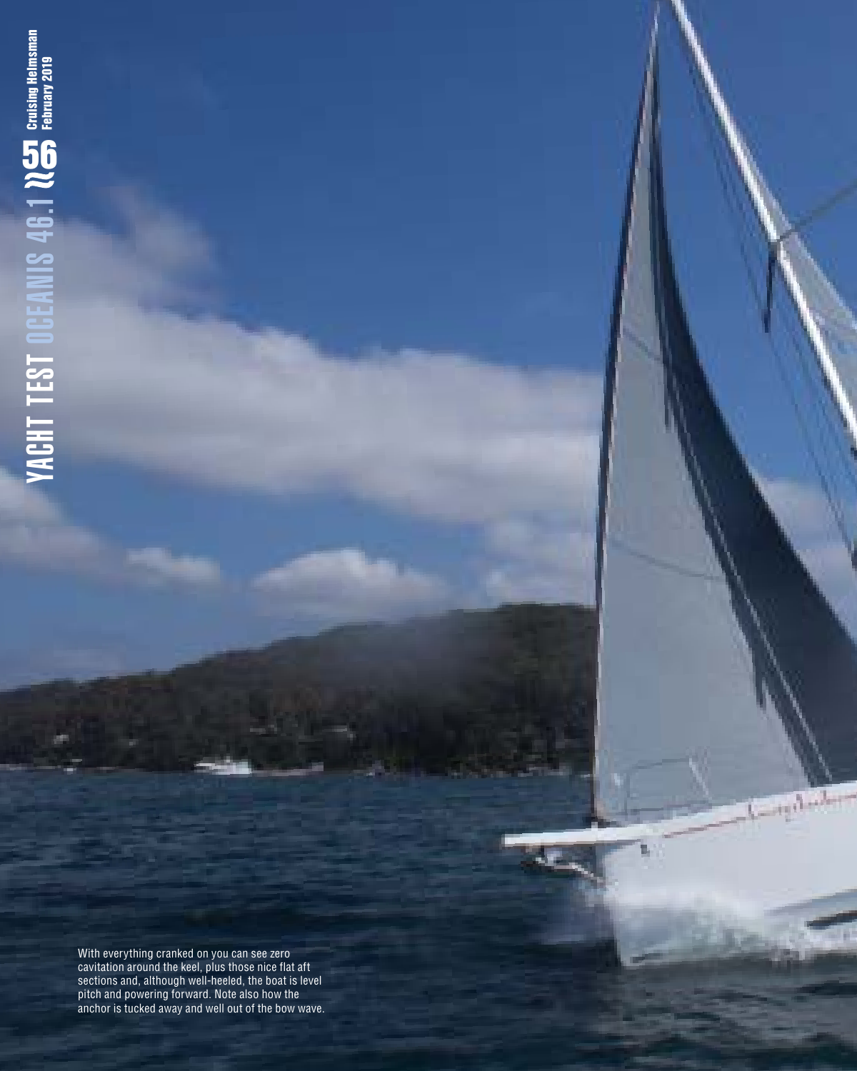With everything cranked on you can see zero cavitation around the keel, plus those nice flat aft sections and, although well-heeled, the boat is level pitch and powering forward. Note also how the anchor is tucked away and well out of the bow wave.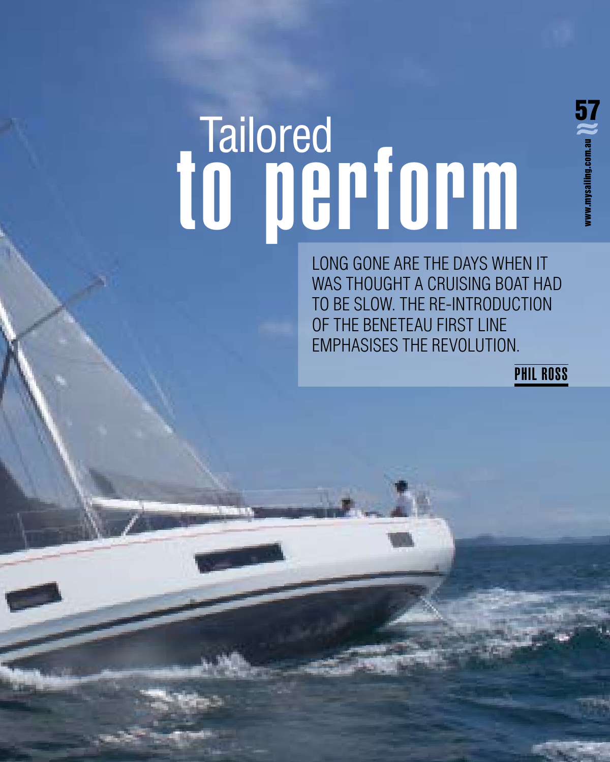# Tailored to perform

LONG GONE ARE THE DAYS WHEN IT WAS THOUGHT A CRUISING BOAT HAD TO BE SLOW. THE RE-INTRODUCTION OF THE BENETEAU FIRST LINE EMPHASISES THE REVOLUTION.

**PHIL ROSS**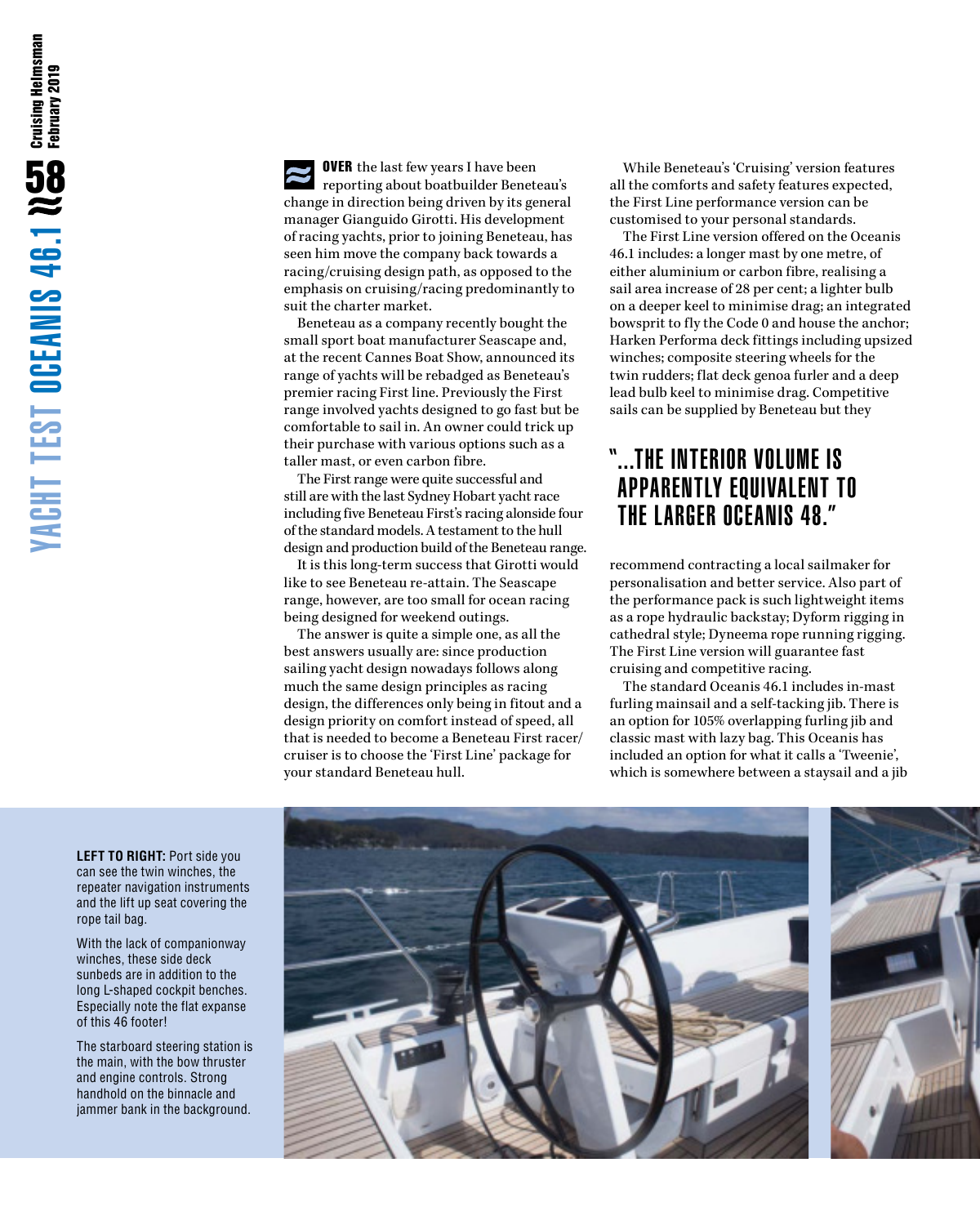**OVER** the last few years I have been reporting about boatbuilder Beneteau's change in direction being driven by its general manager Gianguido Girotti. His development of racing yachts, prior to joining Beneteau, has seen him move the company back towards a racing/cruising design path, as opposed to the emphasis on cruising/racing predominantly to suit the charter market.

Beneteau as a company recently bought the small sport boat manufacturer Seascape and, at the recent Cannes Boat Show, announced its range of yachts will be rebadged as Beneteau's premier racing First line. Previously the First range involved yachts designed to go fast but be comfortable to sail in. An owner could trick up their purchase with various options such as a taller mast, or even carbon fibre.

The First range were quite successful and still are with the last Sydney Hobart yacht race including five Beneteau First's racing alongside four of the standard models. A testament to the hull design and production build of the Beneteau range.

It is this long-term success that Girotti would like to see Beneteau re-attain. The Seascape range, however, are too small for ocean racing being designed for weekend outings.

The answer is quite a simple one, as all the best answers usually are: since production sailing yacht design nowadays follows along much the same design principles as racing design, the differences only being in fitout and a design priority on comfort instead of speed, all that is needed to become a Beneteau First racer/cruiser is to choose the 'First Line' package for your standard Beneteau hull.

While Beneteau's 'Cruising' version features all the comforts and safety features expected, the First Line performance version can be customised to your personal standards.

The First Line version offered on the Oceanis 46.1 includes: a longer mast by one metre, of either aluminium or carbon fibre, realising a sail area increase of 28 per cent; a lighter bulb on a deeper keel to minimise drag; an integrated bowsprit to fly the Code 0 and house the anchor; Harken Performa deck fittings including upsized winches; composite steering wheels for the twin rudders; flat deck genoa furler and a deep lead bulb keel to minimise drag. Competitive sails can be supplied by Beneteau but they recommend contracting a local sailmaker for personalisation and better service. Also part of the performance pack is such lightweight items as a rope hydraulic backstay; Dyform rigging in cathedral style; Dyneema rope running rigging. The First Line version will guarantee fast cruising and competitive racing.

> "...THE INTERIOR VOLUME IS APPARENTLY EQUIVALENT TO THE LARGER OCEANIS 48."

The standard Oceanis 46.1 includes in-mast furling mainsail and a self-tacking jib. There is an option for 105% overlapping furling jib and classic mast with lazy bag. This Oceanis has included an option for what it calls a 'Tweenie', which is somewhere between a staysail and a jib

**LEFT TO RIGHT:** Port side you can see the twin winches, the repeater navigation instruments and the lift up seat covering the rope tail bag.

With the lack of companionway winches, these side deck sunbeds are in addition to the long L-shaped cockpit benches. Especially note the flat expanse of this 46 footer!

The starboard steering station is the main, with the bow thruster and engine controls. Strong handhold on the binnacle and jammer bank in the background.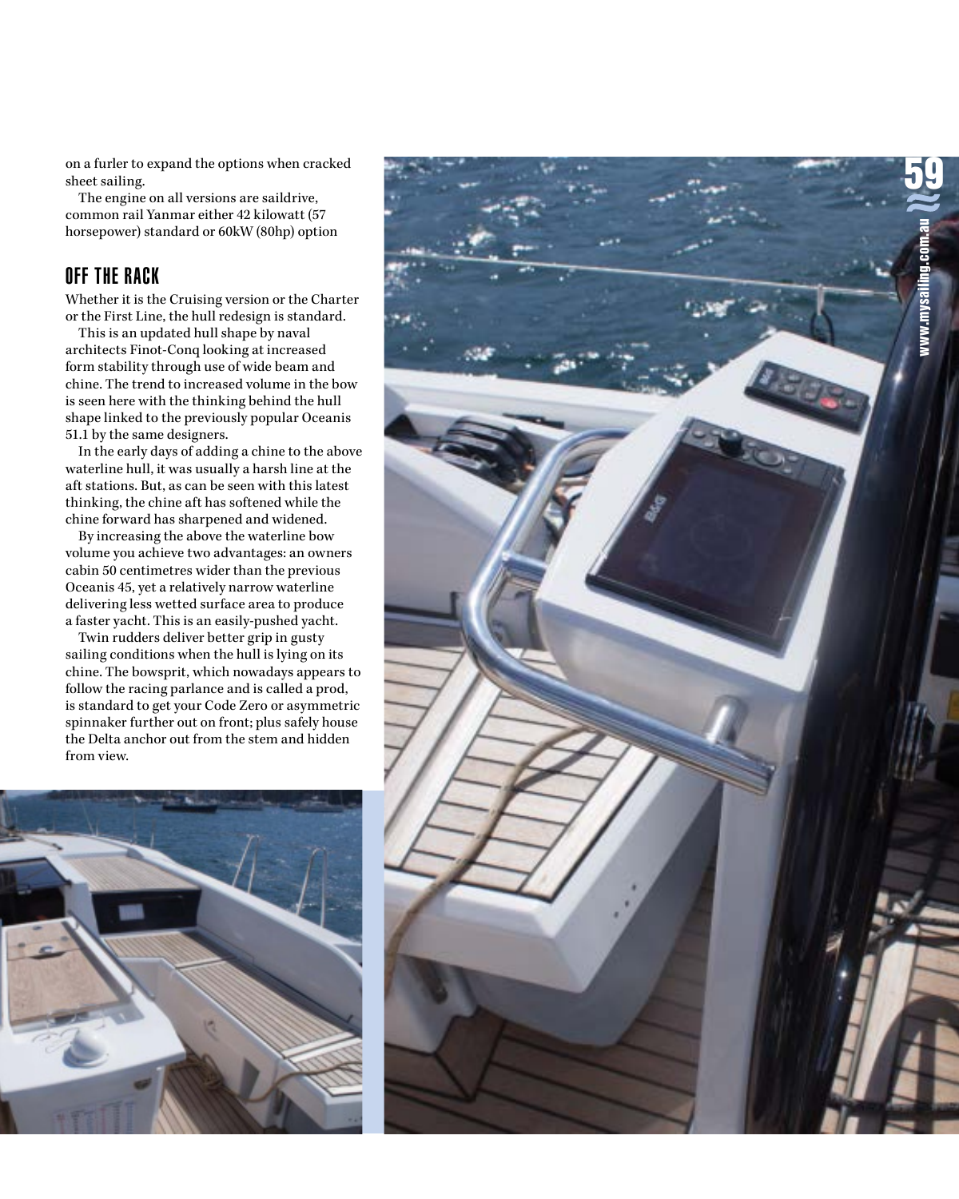on a furler to expand the options when cracked sheet sailing.

The engine on all versions are saildrive, common rail Yanmar either 42 kilowatt (57 horsepower) standard or 60kW (80hp) option

## OFF THE RACK

Whether it is the Cruising version or the Charter or the First Line, the hull redesign is standard.

This is an updated hull shape by naval architects Finot-Conq looking at increased form stability through use of wide beam and chine. The trend to increased volume in the bow is seen here with the thinking behind the hull shape linked to the previously popular Oceanis 51.1 by the same designers.

In the early days of adding a chine to the above waterline hull, it was usually a harsh line at the aft stations. But, as can be seen with this latest thinking, the chine aft has softened while the chine forward has sharpened and widened.

By increasing the above the waterline bow volume you achieve two advantages: an owners cabin 50 centimetres wider than the previous Oceanis 45, yet a relatively narrow waterline delivering less wetted surface area to produce a faster yacht. This is an easily-pushed yacht.

Twin rudders deliver better grip in gusty sailing conditions when the hull is lying on its chine. The bowsprit, which nowadays appears to follow the racing parlance and is called a prod, is standard to get your Code Zero or asymmetric spinnaker further out on front; plus safely house the Delta anchor out from the stem and hidden from view.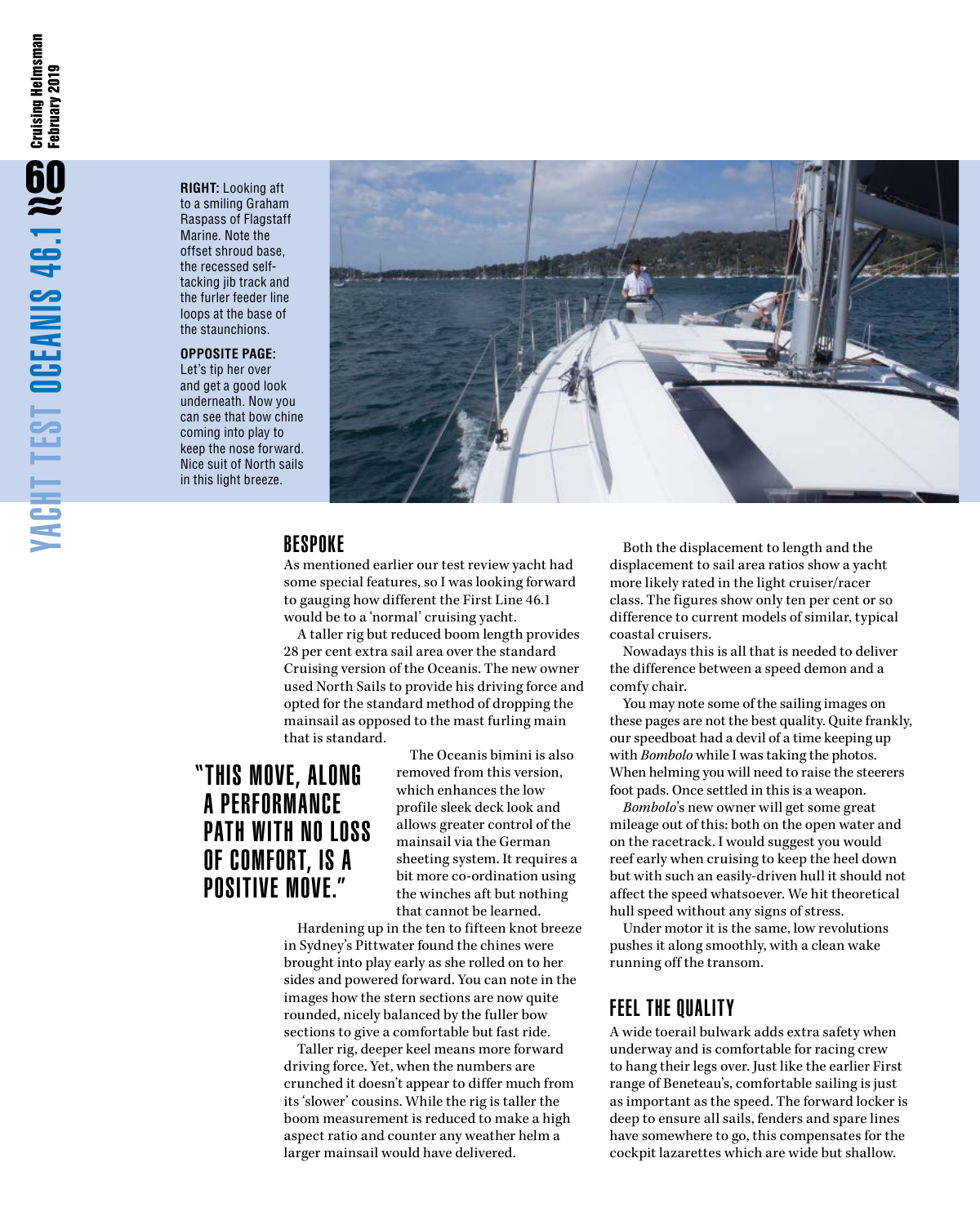**RIGHT:** Looking aft to a smiling Graham Raspass of Flagstaff Marine. Note the offset shroud base, the recessed self-tacking jib track and the furler feeder line loops at the base of the staunchions.

**OPPOSITE PAGE:** Let's tip her over and get a good look underneath. Now you can see that bow chine coming into play to keep the nose forward. Nice suit of North sails in this light breeze.

## BESPOKE

As mentioned earlier our test review yacht had some special features, so I was looking forward to gauging how different the First Line 46.1 would be to a 'normal' cruising yacht.

A taller rig but reduced boom length provides 28 per cent extra sail area over the standard Cruising version of the Oceanis. The new owner used North Sails to provide his driving force and opted for the standard method of dropping the mainsail as opposed to the mast furling main that is standard.

> "THIS MOVE, ALONG A PERFORMANCE PATH WITH NO LOSS OF COMFORT, IS A POSITIVE MOVE."

The Oceanis bimini is also removed from this version, which enhances the low profile sleek deck look and allows greater control of the mainsail via the German sheeting system. It requires a bit more co-ordination using the winches aft but nothing that cannot be learned.

Hardening up in the ten to fifteen knot breeze in Sydney's Pittwater found the chines were brought into play early as she rolled on to her sides and powered forward. You can note in the images how the stern sections are now quite rounded, nicely balanced by the fuller bow sections to give a comfortable but fast ride.

Taller rig, deeper keel means more forward driving force. Yet, when the numbers are crunched it doesn't appear to differ much from its 'slower' cousins. While the rig is taller the boom measurement is reduced to make a high aspect ratio and counter any weather helm a larger mainsail would have delivered.

Both the displacement to length and the displacement to sail area ratios show a yacht more likely rated in the light cruiser/racer class. The figures show only ten per cent or so difference to current models of similar, typical coastal cruisers.

Nowadays this is all that is needed to deliver the difference between a speed demon and a comfy chair.

You may note some of the sailing images on these pages are not the best quality. Quite frankly, our speedboat had a devil of a time keeping up with *Bombolo* while I was taking the photos. When helming you will need to raise the steerers foot pads. Once settled in this is a weapon.

*Bombolo*'s new owner will get some great mileage out of this: both on the open water and on the racetrack. I would suggest you would reef early when cruising to keep the heel down but with such an easily-driven hull it should not affect the speed whatsoever. We hit theoretical hull speed without any signs of stress.

Under motor it is the same, low revolutions pushes it along smoothly, with a clean wake running off the transom.

## FEEL THE QUALITY

A wide toerail bulwark adds extra safety when underway and is comfortable for racing crew to hang their legs over. Just like the earlier First range of Beneteau's, comfortable sailing is just as important as the speed. The forward locker is deep to ensure all sails, fenders and spare lines have somewhere to go, this compensates for the cockpit lazarettes which are wide but shallow.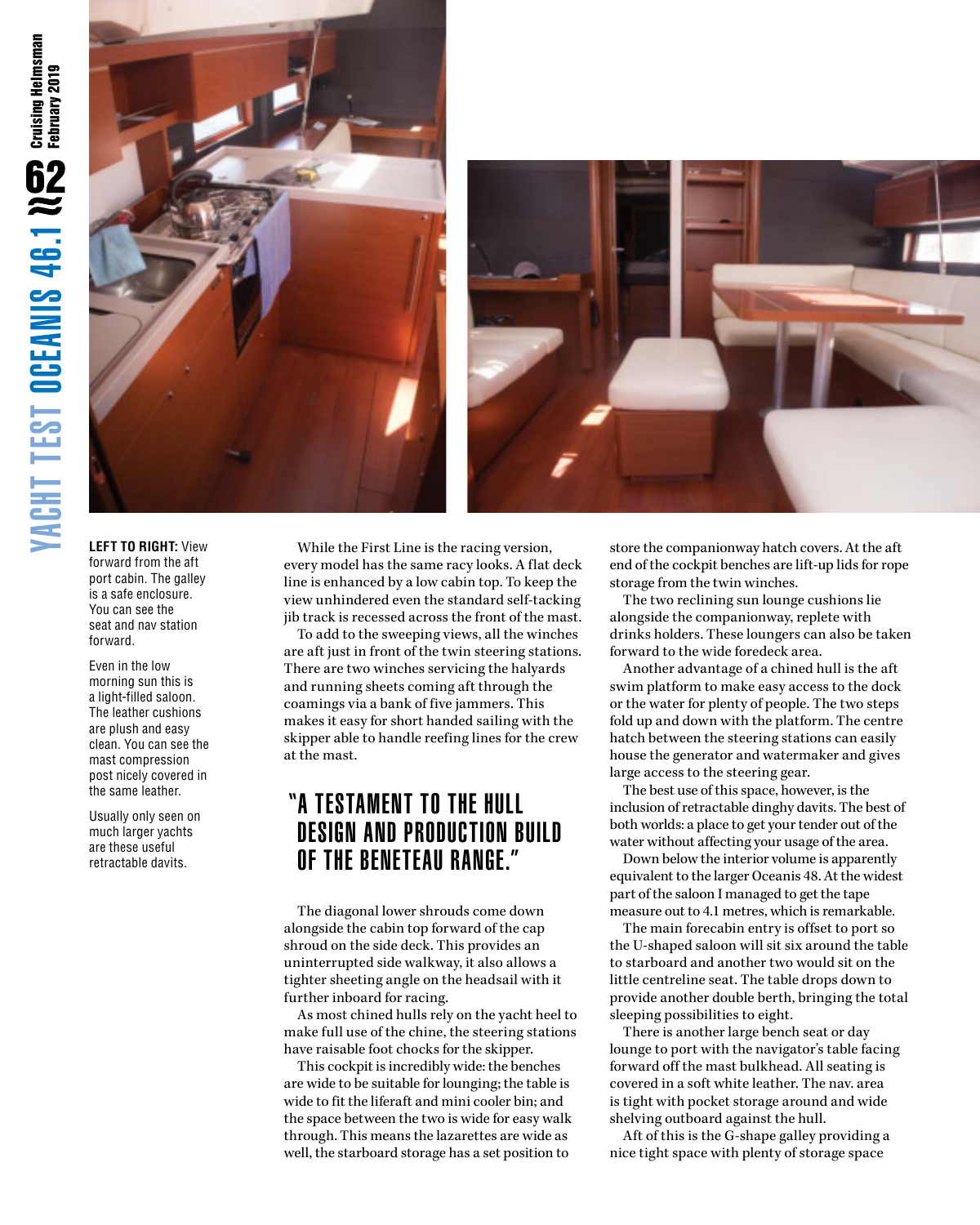**LEFT TO RIGHT:** View forward from the aft port cabin. The galley is a safe enclosure. You can see the seat and nav station forward.

Even in the low morning sun this is a light-filled saloon. The leather cushions are plush and easy clean. You can see the mast compression post nicely covered in the same leather.

Usually only seen on much larger yachts are these useful retractable davits.

While the First Line is the racing version, every model has the same racy looks. A flat deck line is enhanced by a low cabin top. To keep the view unhindered even the standard self-tacking jib track is recessed across the front of the mast.

To add to the sweeping views, all the winches are aft just in front of the twin steering stations. There are two winches servicing the halyards and running sheets coming aft through the coamings via a bank of five jammers. This makes it easy for short handed sailing with the skipper able to handle reefing lines for the crew at the mast.

## "A TESTAMENT TO THE HULL DESIGN AND PRODUCTION BUILD OF THE BENETEAU RANGE."

The diagonal lower shrouds come down alongside the cabin top forward of the cap shroud on the side deck. This provides an uninterrupted side walkway, it also allows a tighter sheeting angle on the headsail with it further inboard for racing.

As most chined hulls rely on the yacht heel to make full use of the chine, the steering stations have raisable foot chocks for the skipper.

This cockpit is incredibly wide: the benches are wide to be suitable for lounging; the table is wide to fit the liferaft and mini cooler bin; and the space between the two is wide for easy walk through. This means the lazarettes are wide as well, the starboard storage has a set position to store the companionway hatch covers. At the aft end of the cockpit benches are lift-up lids for rope storage from the twin winches.

The two reclining sun lounge cushions lie alongside the companionway, replete with drinks holders. These loungers can also be taken forward to the wide foredeck area.

Another advantage of a chined hull is the aft swim platform to make easy access to the dock or the water for plenty of people. The two steps fold up and down with the platform. The centre hatch between the steering stations can easily house the generator and watermaker and gives large access to the steering gear.

The best use of this space, however, is the inclusion of retractable dinghy davits. The best of both worlds: a place to get your tender out of the water without affecting your usage of the area.

Down below the interior volume is apparently equivalent to the larger Oceanis 48. At the widest part of the saloon I managed to get the tape measure out to 4.1 metres, which is remarkable.

The main forecabin entry is offset to port so the U-shaped saloon will sit six around the table to starboard and another two would sit on the little centreline seat. The table drops down to provide another double berth, bringing the total sleeping possibilities to eight.

There is another large bench seat or day lounge to port with the navigator's table facing forward off the mast bulkhead. All seating is covered in a soft white leather. The nav. area is tight with pocket storage around and wide shelving outboard against the hull.

Aft of this is the G-shape galley providing a nice tight space with plenty of storage space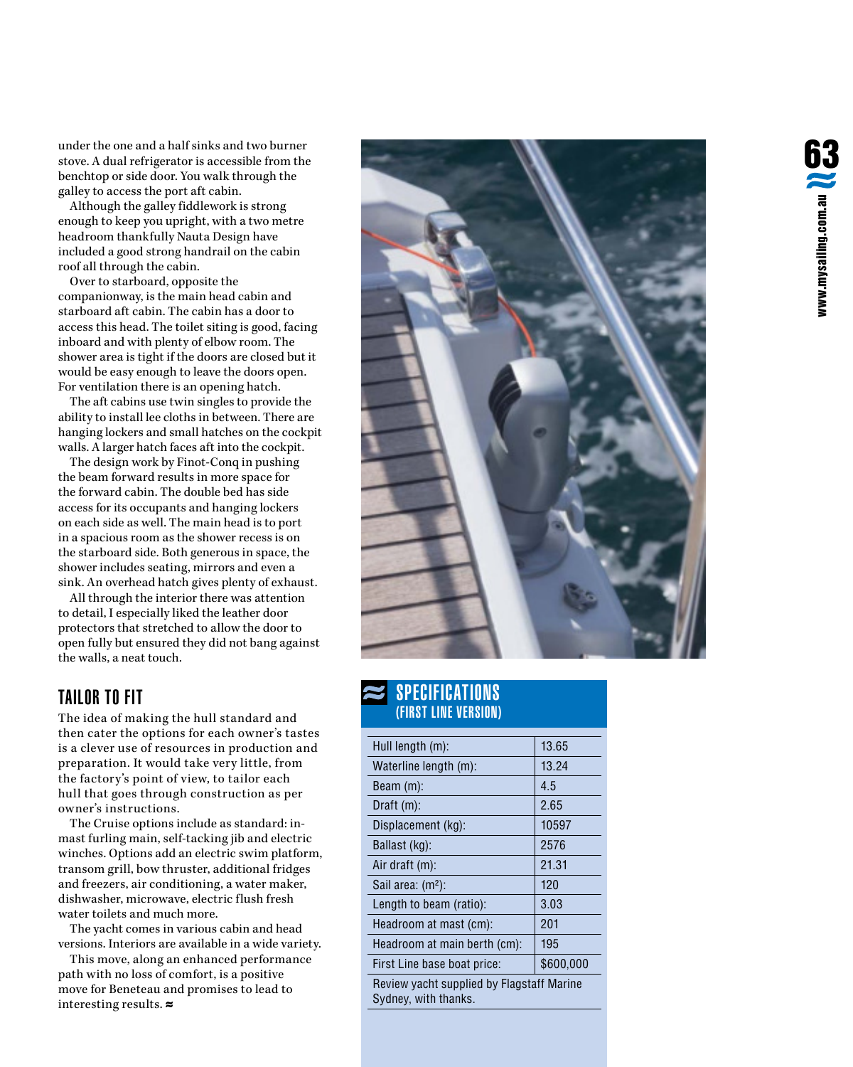under the one and a half sinks and two burner stove. A dual refrigerator is accessible from the benchtop or side door. You walk through the galley to access the port aft cabin.

Although the galley fiddlework is strong enough to keep you upright, with a two metre headroom thankfully Nauta Design have included a good strong handrail on the cabin roof all through the cabin.

Over to starboard, opposite the companionway, is the main head cabin and starboard aft cabin. The cabin has a door to access this head. The toilet siting is good, facing inboard and with plenty of elbow room. The shower area is tight if the doors are closed but it would be easy enough to leave the doors open. For ventilation there is an opening hatch.

The aft cabins use twin singles to provide the ability to install lee cloths in between. There are hanging lockers and small hatches on the cockpit walls. A larger hatch faces aft into the cockpit.

The design work by Finot-Conq in pushing the beam forward results in more space for the forward cabin. The double bed has side access for its occupants and hanging lockers on each side as well. The main head is to port in a spacious room as the shower recess is on the starboard side. Both generous in space, the shower includes seating, mirrors and even a sink. An overhead hatch gives plenty of exhaust.

All through the interior there was attention to detail, I especially liked the leather door protectors that stretched to allow the door to open fully but ensured they did not bang against the walls, a neat touch.

## TAILOR TO FIT

The idea of making the hull standard and then cater the options for each owner's tastes is a clever use of resources in production and preparation. It would take very little, from the factory's point of view, to tailor each hull that goes through construction as per owner's instructions.

The Cruise options include as standard: in-mast furling main, self-tacking jib and electric winches. Options add an electric swim platform, transom grill, bow thruster, additional fridges and freezers, air conditioning, a water maker, dishwasher, microwave, electric flush fresh water toilets and much more.

The yacht comes in various cabin and head versions. Interiors are available in a wide variety.

This move, along an enhanced performance path with no loss of comfort, is a positive move for Beneteau and promises to lead to interesting results. ≈

## SPECIFICATIONS
### (FIRST LINE VERSION)

| | |
|---|---|
| Hull length (m): | 13.65 |
| Waterline length (m): | 13.24 |
| Beam (m): | 4.5 |
| Draft (m): | 2.65 |
| Displacement (kg): | 10597 |
| Ballast (kg): | 2576 |
| Air draft (m): | 21.31 |
| Sail area: (m²): | 120 |
| Length to beam (ratio): | 3.03 |
| Headroom at mast (cm): | 201 |
| Headroom at main berth (cm): | 195 |
| First Line base boat price: | $600,000 |

Review yacht supplied by Flagstaff Marine Sydney, with thanks.